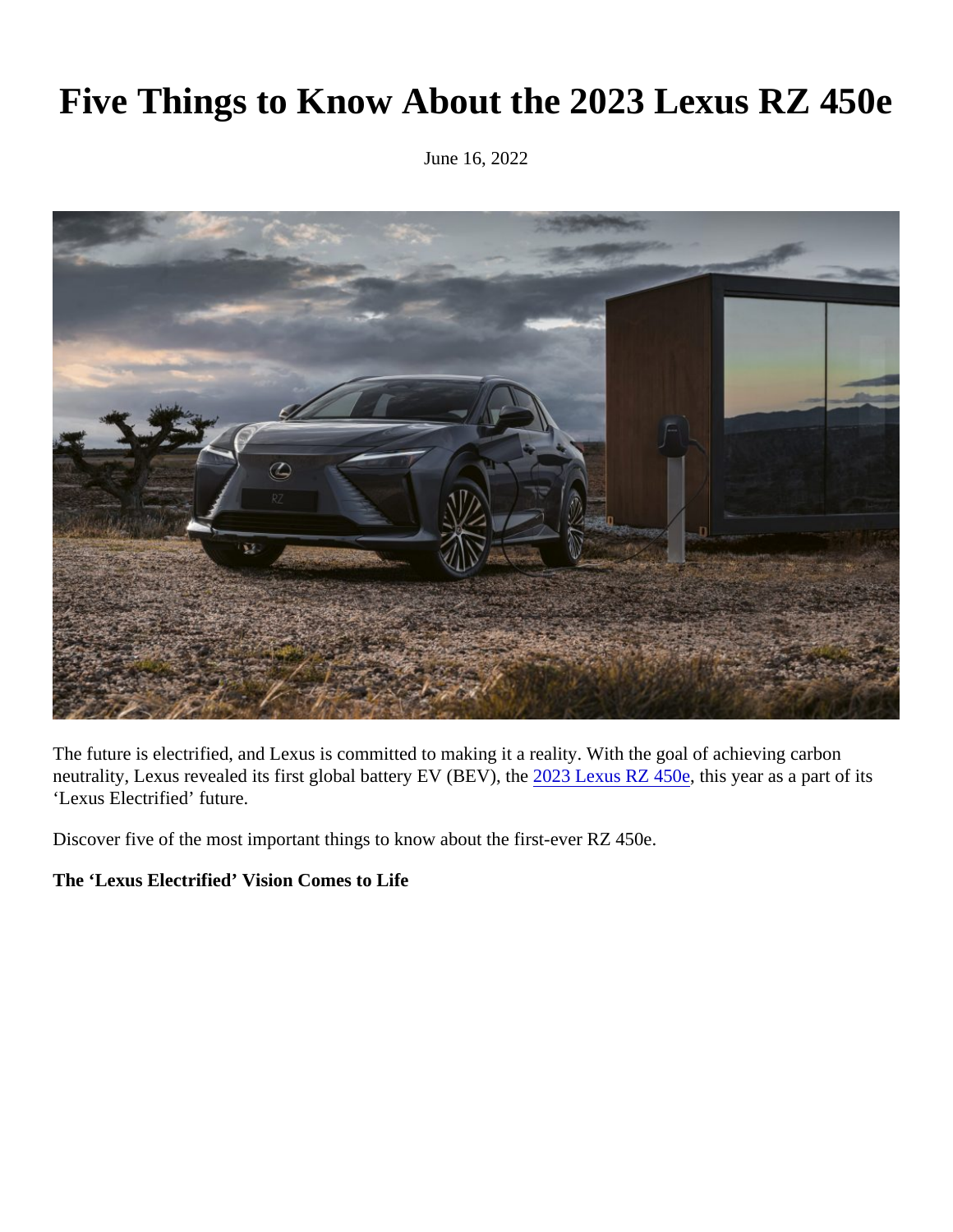# Five Things to Know About the 2023 Lexus RZ 450e

June 16, 2022

The future is electrified, and Lexus is committed to making it a reality. With the goal of achieving carbon neutrality, Lexus revealed its first global battery EV (BEV), the 2023 Lexus RZ 450e, this year as a part of its 'Lexus Electrified' future.

Discover five of the most important things to know about the first-ever RZ 450e.

**The 'Lexus Electrified' Vision Comes to Life**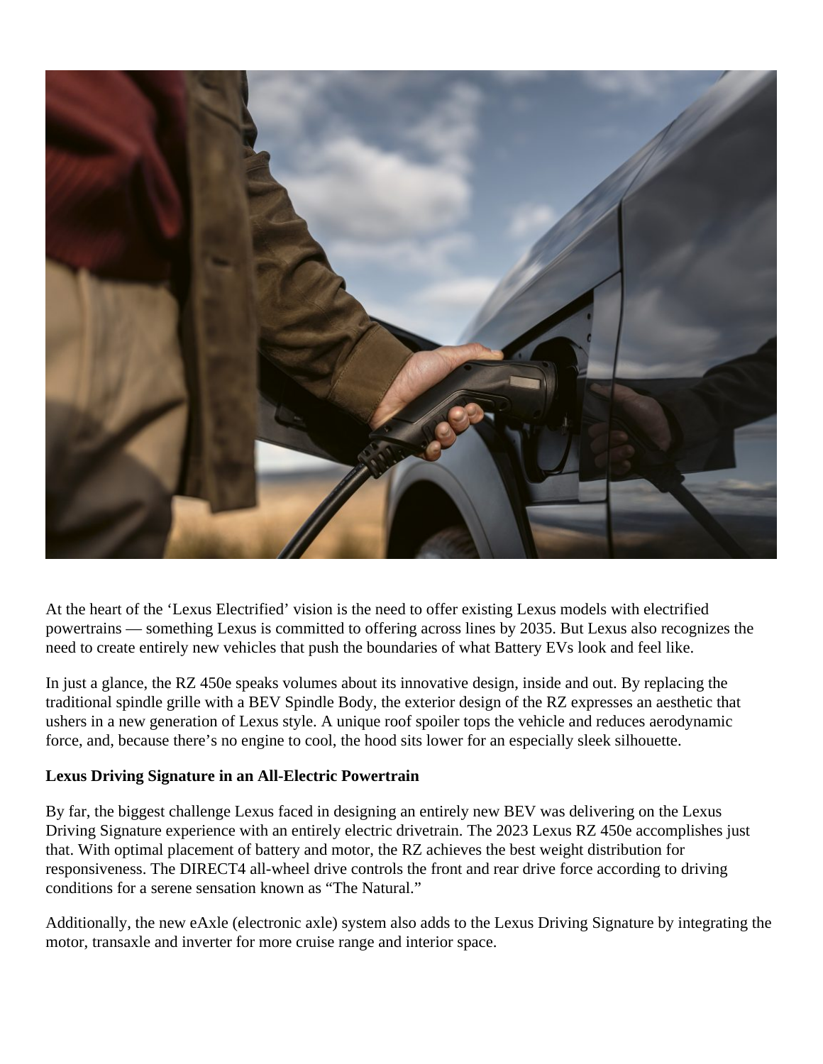At the heart of the ‘Lexus Electrified’ vision is the need to offer existing Lexus models with electrified powertrains — something Lexus is committed to offering across lines by 2035. But Lexus also recognizes the need to create entirely new vehicles that push the boundaries of what Battery EVs look and feel like.

In just a glance, the RZ 450e speaks volumes about its innovative design, inside and out. By replacing the traditional spindle grille with a BEV Spindle Body, the exterior design of the RZ expresses an aesthetic that ushers in a new generation of Lexus style. A unique roof spoiler tops the vehicle and reduces aerodynamic force, and, because there’s no engine to cool, the hood sits lower for an especially sleek silhouette.

**Lexus Driving Signature in an All-Electric Powertrain**

By far, the biggest challenge Lexus faced in designing an entirely new BEV was delivering on the Lexus Driving Signature experience with an entirely electric drivetrain. The 2023 Lexus RZ 450e accomplishes just that. With optimal placement of battery and motor, the RZ achieves the best weight distribution for responsiveness. The DIRECT4 all-wheel drive controls the front and rear drive force according to driving conditions for a serene sensation known as “The Natural.”

Additionally, the new eAxle (electronic axle) system also adds to the Lexus Driving Signature by integrating the motor, transaxle and inverter for more cruise range and interior space.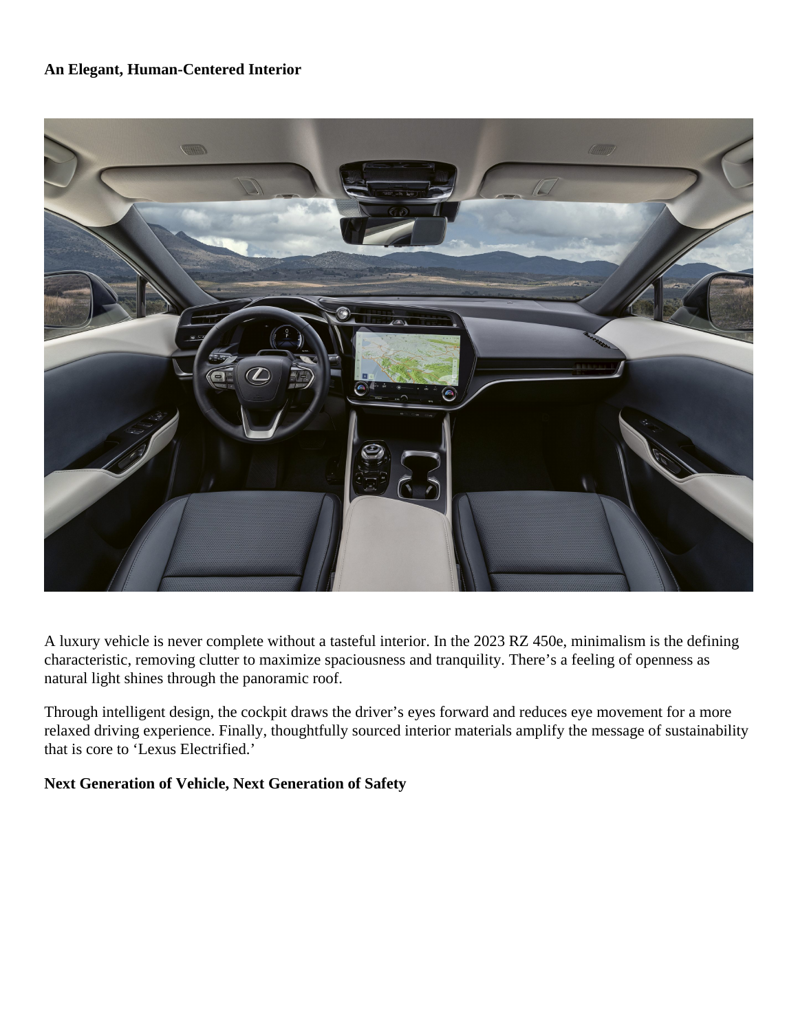**An Elegant, Human-Centered Interior**

A luxury vehicle is never complete without a tasteful interior. In the 2023 RZ 450e, minimalism is the defining characteristic, removing clutter to maximize spaciousness and tranquility. There’s a feeling of openness as natural light shines through the panoramic roof.

Through intelligent design, the cockpit draws the driver’s eyes forward and reduces eye movement for a more relaxed driving experience. Finally, thoughtfully sourced interior materials amplify the message of sustainability that is core to ‘Lexus Electrified.’

**Next Generation of Vehicle, Next Generation of Safety**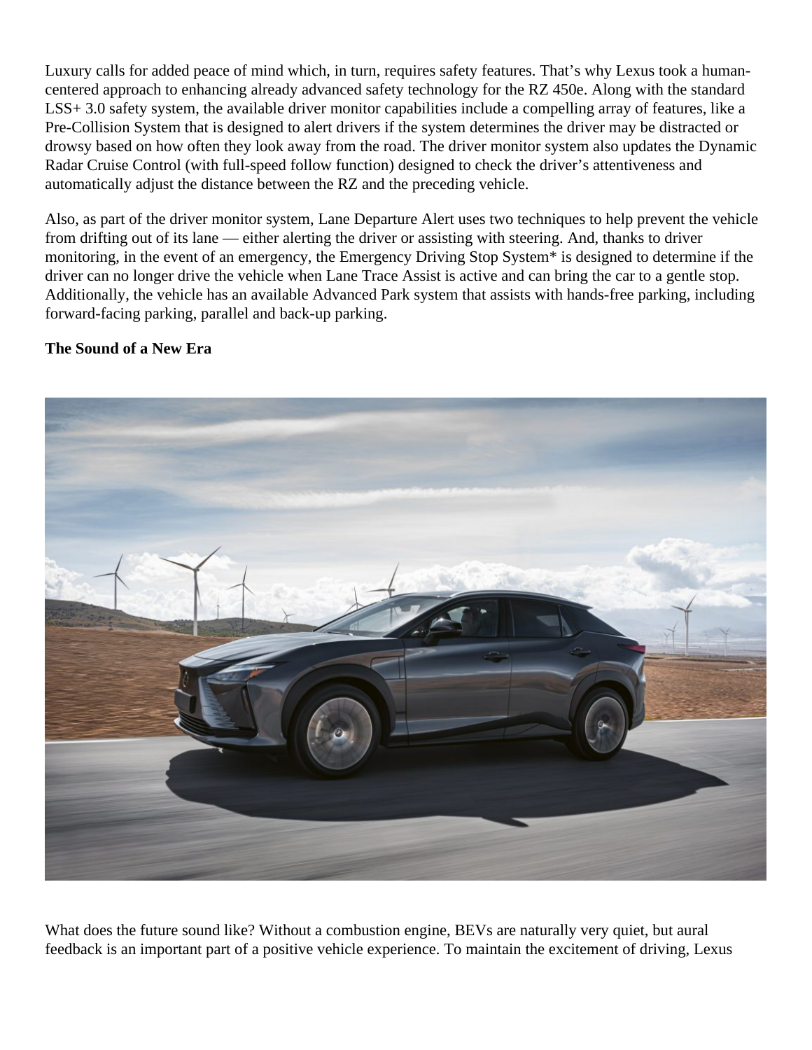Luxury calls for added peace of mind which, in turn, requires safety features. That's why Lexus took a human-centered approach to enhancing already advanced safety technology for the RZ 450e. Along with the standard LSS+ 3.0 safety system, the available driver monitor capabilities include a compelling array of features, like a Pre-Collision System that is designed to alert drivers if the system determines the driver may be distracted or drowsy based on how often they look away from the road. The driver monitor system also updates the Dynamic Radar Cruise Control (with full-speed follow function) designed to check the driver's attentiveness and automatically adjust the distance between the RZ and the preceding vehicle.

Also, as part of the driver monitor system, Lane Departure Alert uses two techniques to help prevent the vehicle from drifting out of its lane — either alerting the driver or assisting with steering. And, thanks to driver monitoring, in the event of an emergency, the Emergency Driving Stop System* is designed to determine if the driver can no longer drive the vehicle when Lane Trace Assist is active and can bring the car to a gentle stop. Additionally, the vehicle has an available Advanced Park system that assists with hands-free parking, including forward-facing parking, parallel and back-up parking.

**The Sound of a New Era**

What does the future sound like? Without a combustion engine, BEVs are naturally very quiet, but aural feedback is an important part of a positive vehicle experience. To maintain the excitement of driving, Lexus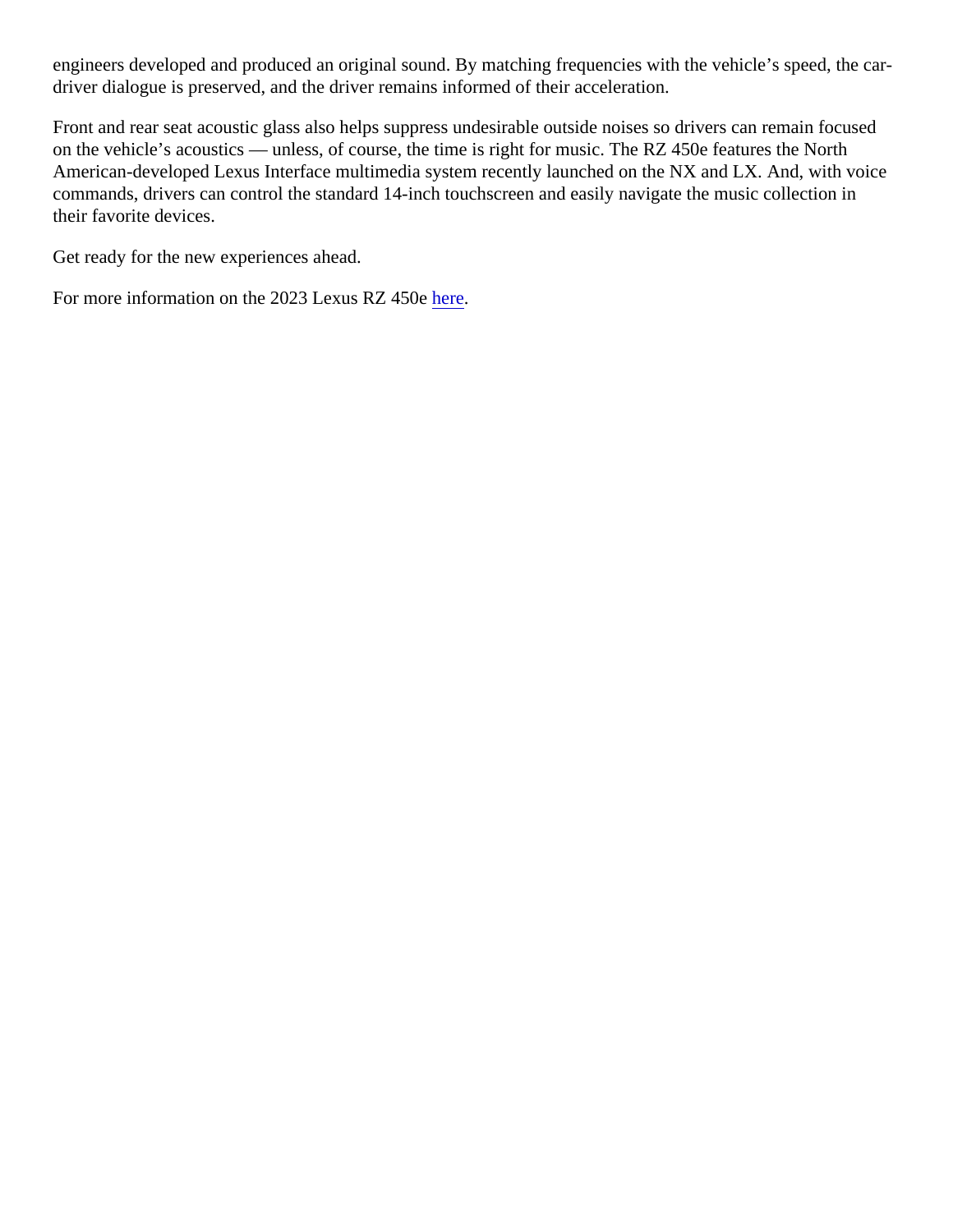engineers developed and produced an original sound. By matching frequencies with the vehicle's speed, the car-driver dialogue is preserved, and the driver remains informed of their acceleration.

Front and rear seat acoustic glass also helps suppress undesirable outside noises so drivers can remain focused on the vehicle's acoustics — unless, of course, the time is right for music. The RZ 450e features the North American-developed Lexus Interface multimedia system recently launched on the NX and LX. And, with voice commands, drivers can control the standard 14-inch touchscreen and easily navigate the music collection in their favorite devices.

Get ready for the new experiences ahead.

For more information on the 2023 Lexus RZ 450e here.